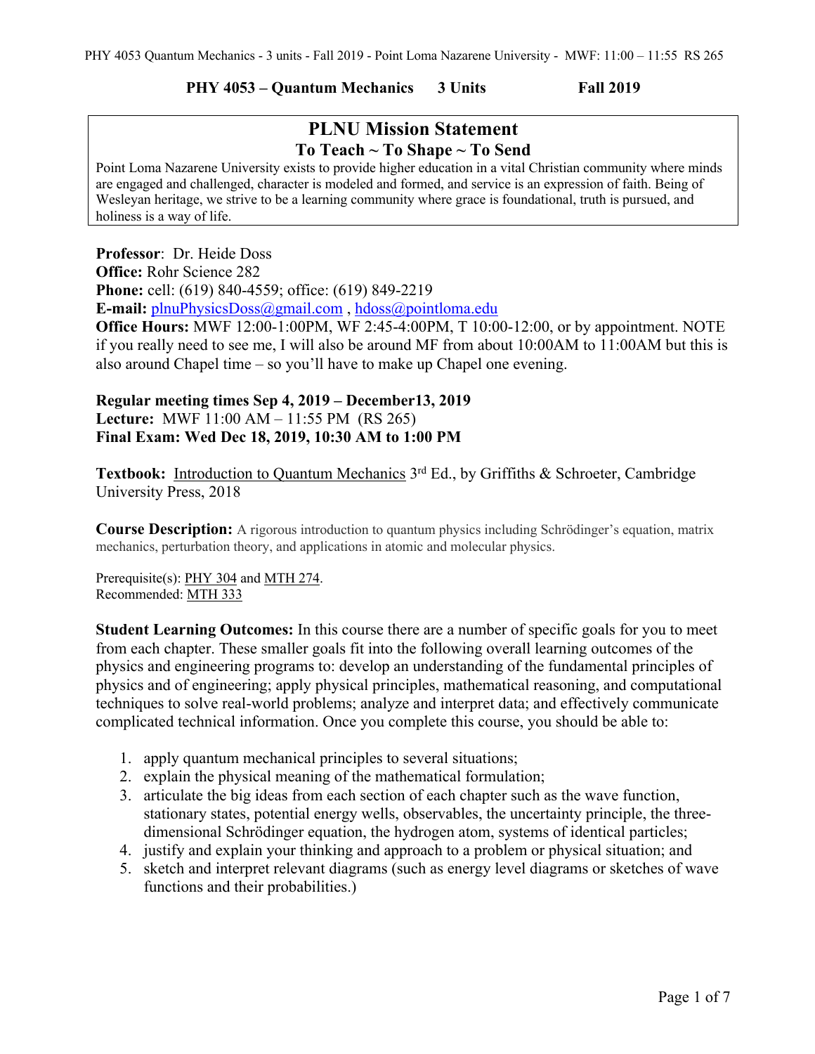**PHY 4053 – Quantum Mechanics 3 Units Fall 2019**

## PLNU Mission Statement

### To Teach ~ To Shape ~ To Send

Point Loma Nazarene University exists to provide higher education in a vital Christian community where minds are engaged and challenged, character is modeled and formed, and service is an expression of faith. Being of Wesleyan heritage, we strive to be a learning community where grace is foundational, truth is pursued, and holiness is a way of life.

**Professor**: Dr. Heide Doss
**Office:** Rohr Science 282
**Phone:** cell: (619) 840-4559; office: (619) 849-2219
**E-mail:** plnuPhysicsDoss@gmail.com , hdoss@pointloma.edu
**Office Hours:** MWF 12:00-1:00PM, WF 2:45-4:00PM, T 10:00-12:00, or by appointment. NOTE if you really need to see me, I will also be around MF from about 10:00AM to 11:00AM but this is also around Chapel time – so you'll have to make up Chapel one evening.

**Regular meeting times Sep 4, 2019 – December13, 2019**
**Lecture:** MWF 11:00 AM – 11:55 PM (RS 265)
**Final Exam: Wed Dec 18, 2019, 10:30 AM to 1:00 PM**

**Textbook:** Introduction to Quantum Mechanics 3rd Ed., by Griffiths & Schroeter, Cambridge University Press, 2018

**Course Description:** A rigorous introduction to quantum physics including Schrödinger's equation, matrix mechanics, perturbation theory, and applications in atomic and molecular physics.

Prerequisite(s): PHY 304 and MTH 274.
Recommended: MTH 333

**Student Learning Outcomes:** In this course there are a number of specific goals for you to meet from each chapter. These smaller goals fit into the following overall learning outcomes of the physics and engineering programs to: develop an understanding of the fundamental principles of physics and of engineering; apply physical principles, mathematical reasoning, and computational techniques to solve real-world problems; analyze and interpret data; and effectively communicate complicated technical information. Once you complete this course, you should be able to:

1. apply quantum mechanical principles to several situations;
2. explain the physical meaning of the mathematical formulation;
3. articulate the big ideas from each section of each chapter such as the wave function, stationary states, potential energy wells, observables, the uncertainty principle, the three-dimensional Schrödinger equation, the hydrogen atom, systems of identical particles;
4. justify and explain your thinking and approach to a problem or physical situation; and
5. sketch and interpret relevant diagrams (such as energy level diagrams or sketches of wave functions and their probabilities.)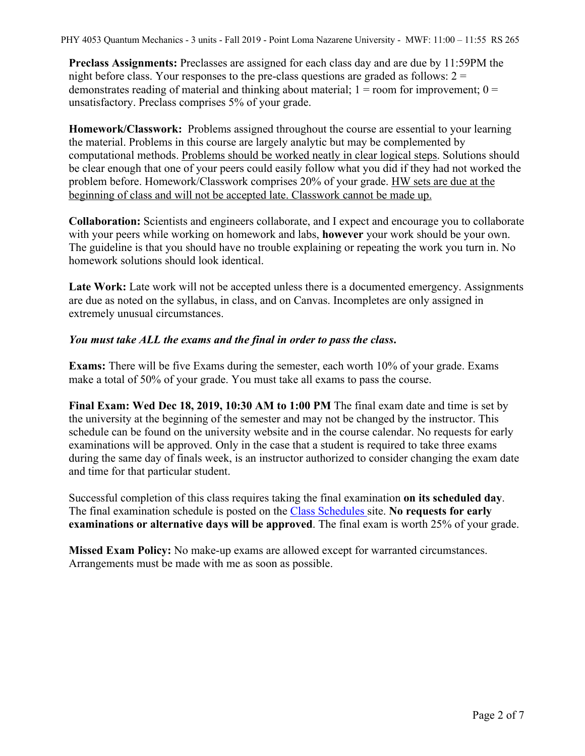**Preclass Assignments:** Preclasses are assigned for each class day and are due by 11:59PM the night before class. Your responses to the pre-class questions are graded as follows: 2 = demonstrates reading of material and thinking about material; 1 = room for improvement; 0 = unsatisfactory. Preclass comprises 5% of your grade.

**Homework/Classwork:** Problems assigned throughout the course are essential to your learning the material. Problems in this course are largely analytic but may be complemented by computational methods. <u>Problems should be worked neatly in clear logical steps</u>. Solutions should be clear enough that one of your peers could easily follow what you did if they had not worked the problem before. Homework/Classwork comprises 20% of your grade. <u>HW sets are due at the beginning of class and will not be accepted late. Classwork cannot be made up.</u>

**Collaboration:** Scientists and engineers collaborate, and I expect and encourage you to collaborate with your peers while working on homework and labs, **however** your work should be your own. The guideline is that you should have no trouble explaining or repeating the work you turn in. No homework solutions should look identical.

**Late Work:** Late work will not be accepted unless there is a documented emergency. Assignments are due as noted on the syllabus, in class, and on Canvas. Incompletes are only assigned in extremely unusual circumstances.

***You must take ALL the exams and the final in order to pass the class.***

**Exams:** There will be five Exams during the semester, each worth 10% of your grade. Exams make a total of 50% of your grade. You must take all exams to pass the course.

**Final Exam: Wed Dec 18, 2019, 10:30 AM to 1:00 PM** The final exam date and time is set by the university at the beginning of the semester and may not be changed by the instructor. This schedule can be found on the university website and in the course calendar. No requests for early examinations will be approved. Only in the case that a student is required to take three exams during the same day of finals week, is an instructor authorized to consider changing the exam date and time for that particular student.

Successful completion of this class requires taking the final examination **on its scheduled day**. The final examination schedule is posted on the [Class Schedules](Class Schedules) site. **No requests for early examinations or alternative days will be approved**. The final exam is worth 25% of your grade.

**Missed Exam Policy:** No make-up exams are allowed except for warranted circumstances. Arrangements must be made with me as soon as possible.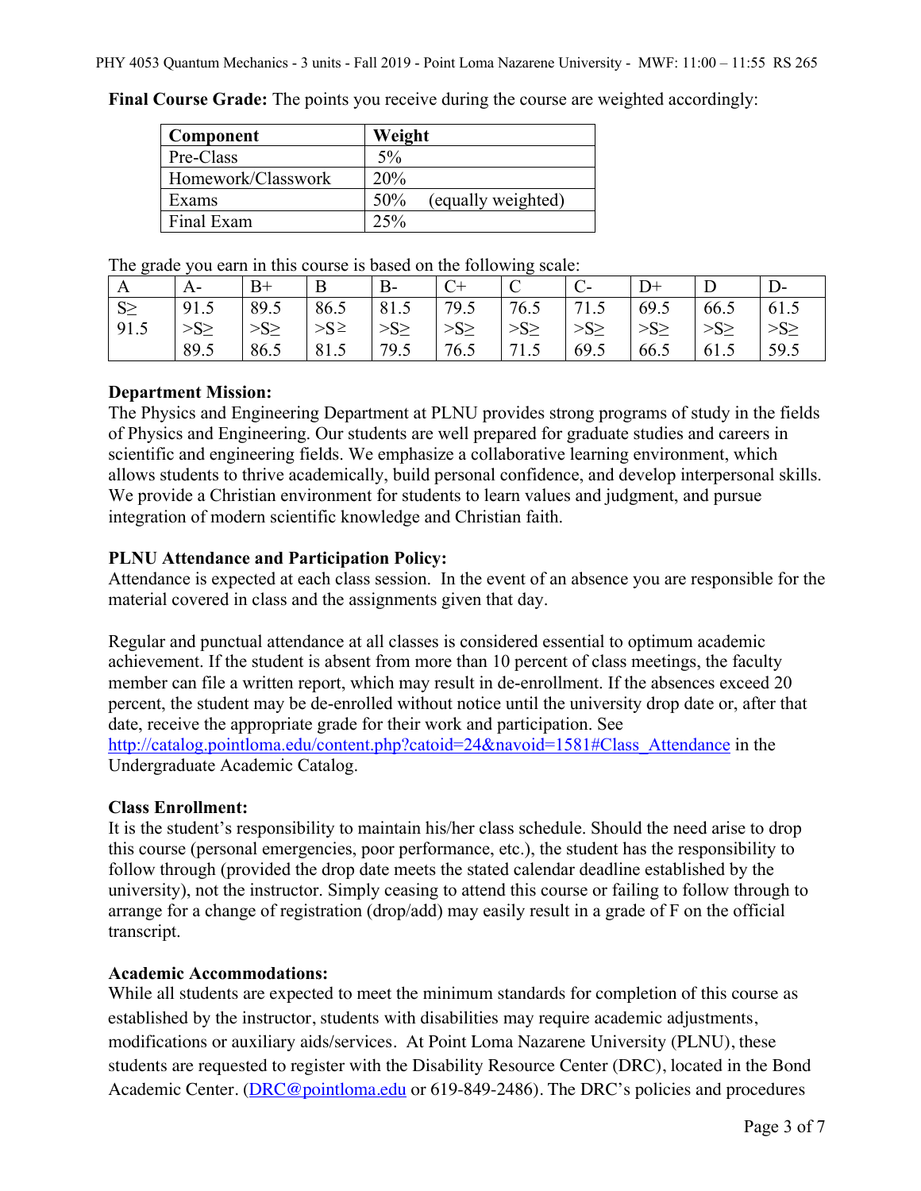**Final Course Grade:** The points you receive during the course are weighted accordingly:

| Component | Weight |
|---|---|
| Pre-Class | 5% |
| Homework/Classwork | 20% |
| Exams | 50% (equally weighted) |
| Final Exam | 25% |

The grade you earn in this course is based on the following scale:

| A | A- | B+ | B | B- | C+ | C | C- | D+ | D | D- |
|---|---|---|---|---|---|---|---|---|---|---|
| S≥ 91.5 | 91.5 >S≥ 89.5 | 89.5 >S≥ 86.5 | 86.5 >S≥ 81.5 | 81.5 >S≥ 79.5 | 79.5 >S≥ 76.5 | 76.5 >S≥ 71.5 | 71.5 >S≥ 69.5 | 69.5 >S≥ 66.5 | 66.5 >S≥ 61.5 | 61.5 >S≥ 59.5 |

**Department Mission:**

The Physics and Engineering Department at PLNU provides strong programs of study in the fields of Physics and Engineering. Our students are well prepared for graduate studies and careers in scientific and engineering fields. We emphasize a collaborative learning environment, which allows students to thrive academically, build personal confidence, and develop interpersonal skills. We provide a Christian environment for students to learn values and judgment, and pursue integration of modern scientific knowledge and Christian faith.

**PLNU Attendance and Participation Policy:**

Attendance is expected at each class session. In the event of an absence you are responsible for the material covered in class and the assignments given that day.

Regular and punctual attendance at all classes is considered essential to optimum academic achievement. If the student is absent from more than 10 percent of class meetings, the faculty member can file a written report, which may result in de-enrollment. If the absences exceed 20 percent, the student may be de-enrolled without notice until the university drop date or, after that date, receive the appropriate grade for their work and participation. See http://catalog.pointloma.edu/content.php?catoid=24&navoid=1581#Class_Attendance in the Undergraduate Academic Catalog.

**Class Enrollment:**

It is the student's responsibility to maintain his/her class schedule. Should the need arise to drop this course (personal emergencies, poor performance, etc.), the student has the responsibility to follow through (provided the drop date meets the stated calendar deadline established by the university), not the instructor. Simply ceasing to attend this course or failing to follow through to arrange for a change of registration (drop/add) may easily result in a grade of F on the official transcript.

**Academic Accommodations:**

While all students are expected to meet the minimum standards for completion of this course as established by the instructor, students with disabilities may require academic adjustments, modifications or auxiliary aids/services. At Point Loma Nazarene University (PLNU), these students are requested to register with the Disability Resource Center (DRC), located in the Bond Academic Center. (DRC@pointloma.edu or 619-849-2486). The DRC's policies and procedures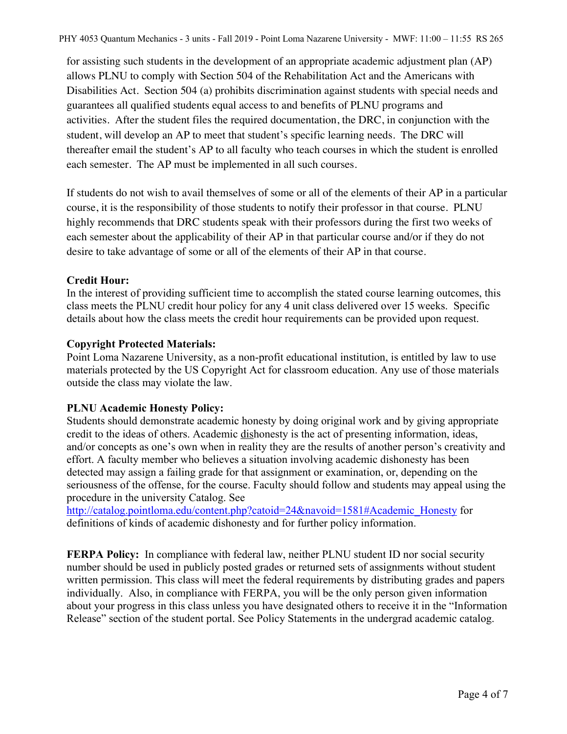for assisting such students in the development of an appropriate academic adjustment plan (AP) allows PLNU to comply with Section 504 of the Rehabilitation Act and the Americans with Disabilities Act. Section 504 (a) prohibits discrimination against students with special needs and guarantees all qualified students equal access to and benefits of PLNU programs and activities. After the student files the required documentation, the DRC, in conjunction with the student, will develop an AP to meet that student's specific learning needs. The DRC will thereafter email the student's AP to all faculty who teach courses in which the student is enrolled each semester. The AP must be implemented in all such courses.

If students do not wish to avail themselves of some or all of the elements of their AP in a particular course, it is the responsibility of those students to notify their professor in that course. PLNU highly recommends that DRC students speak with their professors during the first two weeks of each semester about the applicability of their AP in that particular course and/or if they do not desire to take advantage of some or all of the elements of their AP in that course.

**Credit Hour:**
In the interest of providing sufficient time to accomplish the stated course learning outcomes, this class meets the PLNU credit hour policy for any 4 unit class delivered over 15 weeks. Specific details about how the class meets the credit hour requirements can be provided upon request.

**Copyright Protected Materials:**
Point Loma Nazarene University, as a non-profit educational institution, is entitled by law to use materials protected by the US Copyright Act for classroom education. Any use of those materials outside the class may violate the law.

**PLNU Academic Honesty Policy:**
Students should demonstrate academic honesty by doing original work and by giving appropriate credit to the ideas of others. Academic dishonesty is the act of presenting information, ideas, and/or concepts as one's own when in reality they are the results of another person's creativity and effort. A faculty member who believes a situation involving academic dishonesty has been detected may assign a failing grade for that assignment or examination, or, depending on the seriousness of the offense, for the course. Faculty should follow and students may appeal using the procedure in the university Catalog. See
http://catalog.pointloma.edu/content.php?catoid=24&navoid=1581#Academic_Honesty for definitions of kinds of academic dishonesty and for further policy information.

**FERPA Policy:** In compliance with federal law, neither PLNU student ID nor social security number should be used in publicly posted grades or returned sets of assignments without student written permission. This class will meet the federal requirements by distributing grades and papers individually. Also, in compliance with FERPA, you will be the only person given information about your progress in this class unless you have designated others to receive it in the "Information Release" section of the student portal. See Policy Statements in the undergrad academic catalog.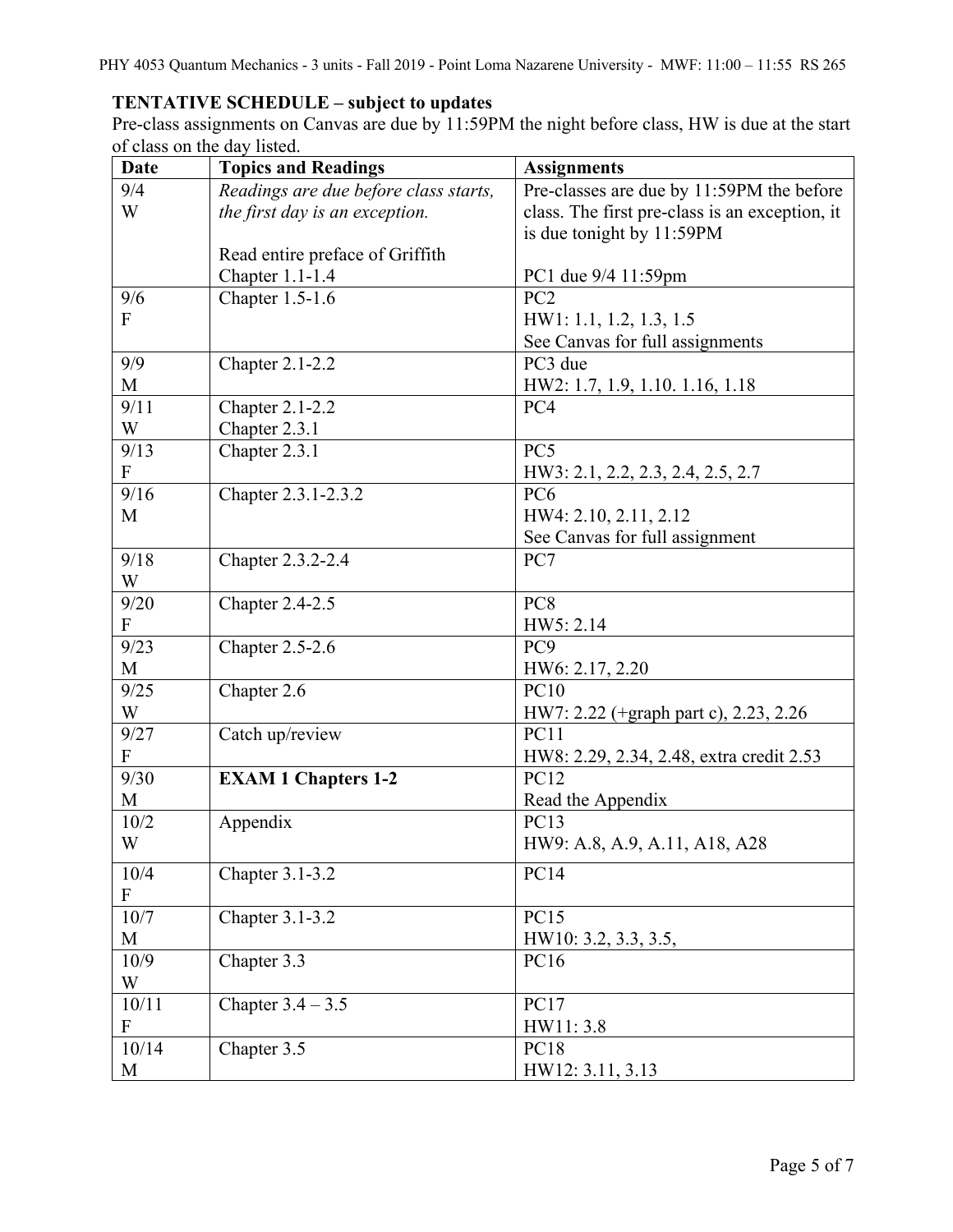**TENTATIVE SCHEDULE – subject to updates**

Pre-class assignments on Canvas are due by 11:59PM the night before class, HW is due at the start of class on the day listed.

| Date | Topics and Readings | Assignments |
|---|---|---|
| 9/4<br>W | *Readings are due before class starts, the first day is an exception.*<br><br>Read entire preface of Griffith<br>Chapter 1.1-1.4 | Pre-classes are due by 11:59PM the before class. The first pre-class is an exception, it is due tonight by 11:59PM<br><br>PC1 due 9/4 11:59pm |
| 9/6<br>F | Chapter 1.5-1.6 | PC2<br>HW1: 1.1, 1.2, 1.3, 1.5<br>See Canvas for full assignments |
| 9/9<br>M | Chapter 2.1-2.2 | PC3 due<br>HW2: 1.7, 1.9, 1.10. 1.16, 1.18 |
| 9/11<br>W | Chapter 2.1-2.2<br>Chapter 2.3.1 | PC4 |
| 9/13<br>F | Chapter 2.3.1 | PC5<br>HW3: 2.1, 2.2, 2.3, 2.4, 2.5, 2.7 |
| 9/16<br>M | Chapter 2.3.1-2.3.2 | PC6<br>HW4: 2.10, 2.11, 2.12<br>See Canvas for full assignment |
| 9/18<br>W | Chapter 2.3.2-2.4 | PC7 |
| 9/20<br>F | Chapter 2.4-2.5 | PC8<br>HW5: 2.14 |
| 9/23<br>M | Chapter 2.5-2.6 | PC9<br>HW6: 2.17, 2.20 |
| 9/25<br>W | Chapter 2.6 | PC10<br>HW7: 2.22 (+graph part c), 2.23, 2.26 |
| 9/27<br>F | Catch up/review | PC11<br>HW8: 2.29, 2.34, 2.48, extra credit 2.53 |
| 9/30<br>M | **EXAM 1 Chapters 1-2** | PC12<br>Read the Appendix |
| 10/2<br>W | Appendix | PC13<br>HW9: A.8, A.9, A.11, A18, A28 |
| 10/4<br>F | Chapter 3.1-3.2 | PC14 |
| 10/7<br>M | Chapter 3.1-3.2 | PC15<br>HW10: 3.2, 3.3, 3.5, |
| 10/9<br>W | Chapter 3.3 | PC16 |
| 10/11<br>F | Chapter 3.4 – 3.5 | PC17<br>HW11: 3.8 |
| 10/14<br>M | Chapter 3.5 | PC18<br>HW12: 3.11, 3.13 |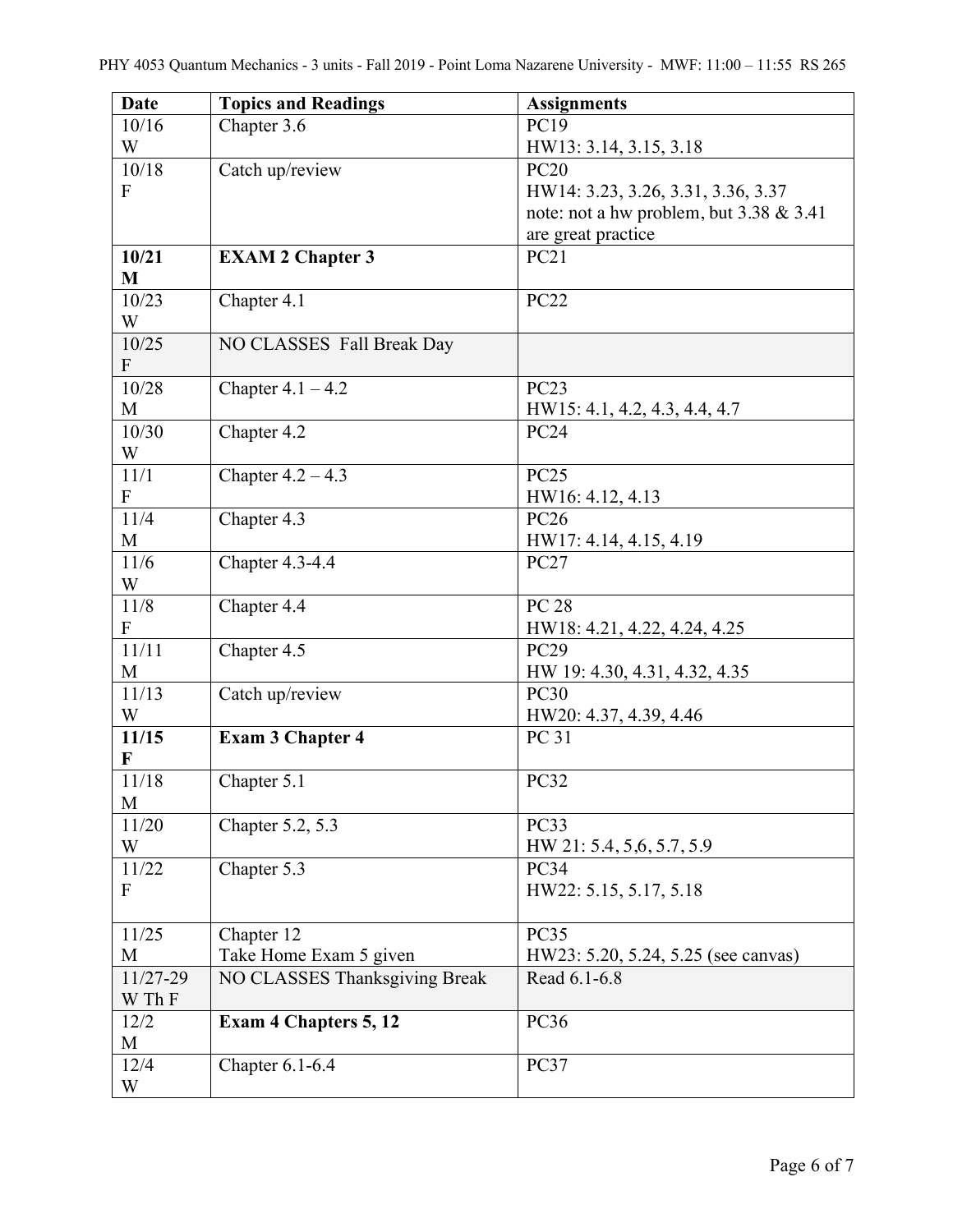| Date | Topics and Readings | Assignments |
|---|---|---|
| 10/16<br>W | Chapter 3.6 | PC19<br>HW13: 3.14, 3.15, 3.18 |
| 10/18<br>F | Catch up/review | PC20<br>HW14: 3.23, 3.26, 3.31, 3.36, 3.37<br>note: not a hw problem, but 3.38 & 3.41 are great practice |
| **10/21<br>M** | **EXAM 2 Chapter 3** | PC21 |
| 10/23<br>W | Chapter 4.1 | PC22 |
| 10/25<br>F | NO CLASSES Fall Break Day | |
| 10/28<br>M | Chapter 4.1 – 4.2 | PC23<br>HW15: 4.1, 4.2, 4.3, 4.4, 4.7 |
| 10/30<br>W | Chapter 4.2 | PC24 |
| 11/1<br>F | Chapter 4.2 – 4.3 | PC25<br>HW16: 4.12, 4.13 |
| 11/4<br>M | Chapter 4.3 | PC26<br>HW17: 4.14, 4.15, 4.19 |
| 11/6<br>W | Chapter 4.3-4.4 | PC27 |
| 11/8<br>F | Chapter 4.4 | PC 28<br>HW18: 4.21, 4.22, 4.24, 4.25 |
| 11/11<br>M | Chapter 4.5 | PC29<br>HW 19: 4.30, 4.31, 4.32, 4.35 |
| 11/13<br>W | Catch up/review | PC30<br>HW20: 4.37, 4.39, 4.46 |
| **11/15<br>F** | **Exam 3 Chapter 4** | PC 31 |
| 11/18<br>M | Chapter 5.1 | PC32 |
| 11/20<br>W | Chapter 5.2, 5.3 | PC33<br>HW 21: 5.4, 5,6, 5.7, 5.9 |
| 11/22<br>F | Chapter 5.3 | PC34<br>HW22: 5.15, 5.17, 5.18 |
| 11/25<br>M | Chapter 12<br>Take Home Exam 5 given | PC35<br>HW23: 5.20, 5.24, 5.25 (see canvas) |
| 11/27-29<br>W Th F | NO CLASSES Thanksgiving Break | Read 6.1-6.8 |
| 12/2<br>M | **Exam 4 Chapters 5, 12** | PC36 |
| 12/4<br>W | Chapter 6.1-6.4 | PC37 |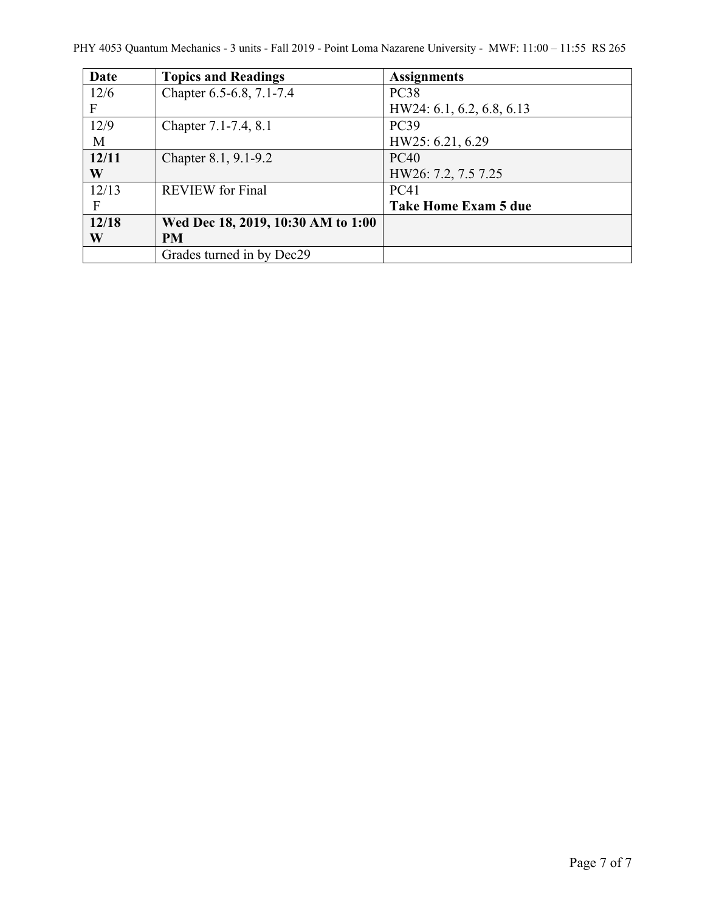| Date | Topics and Readings | Assignments |
|---|---|---|
| 12/6 F | Chapter 6.5-6.8, 7.1-7.4 | PC38<br>HW24: 6.1, 6.2, 6.8, 6.13 |
| 12/9 M | Chapter 7.1-7.4, 8.1 | PC39<br>HW25: 6.21, 6.29 |
| **12/11 W** | Chapter 8.1, 9.1-9.2 | PC40<br>HW26: 7.2, 7.5 7.25 |
| 12/13 F | REVIEW for Final | PC41<br>**Take Home Exam 5 due** |
| **12/18 W** | **Wed Dec 18, 2019, 10:30 AM to 1:00 PM** | |
| | Grades turned in by Dec29 | |